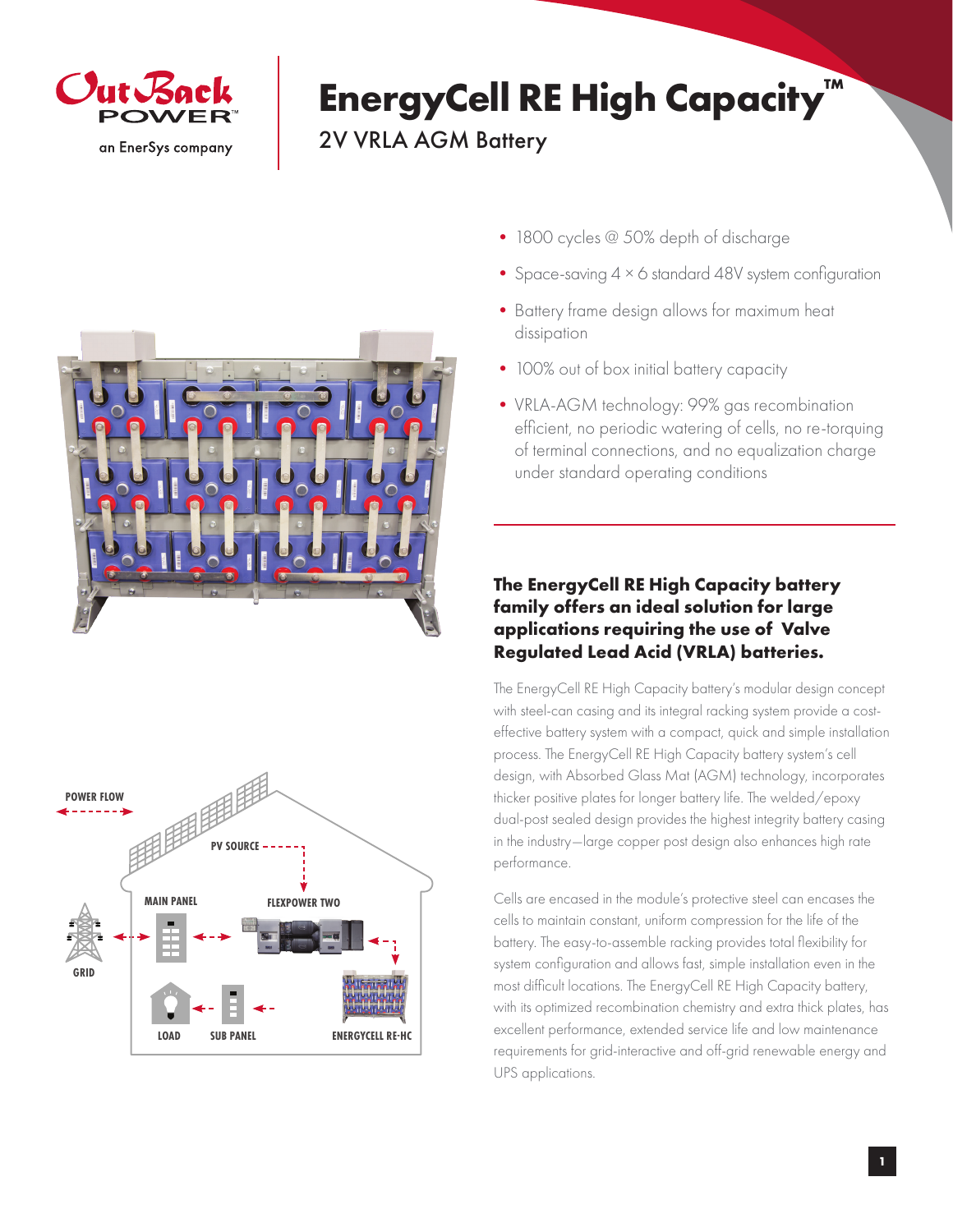# EnergyCell RE High Capacity™

## 2V VRLA AGM Battery

- 1800 cycles @ 50% depth of discharge
- Space-saving 4 × 6 standard 48V system configuration
- Battery frame design allows for maximum heat dissipation
- 100% out of box initial battery capacity
- VRLA-AGM technology: 99% gas recombination efficient, no periodic watering of cells, no re-torquing of terminal connections, and no equalization charge under standard operating conditions

### The EnergyCell RE High Capacity battery family offers an ideal solution for large applications requiring the use of Valve Regulated Lead Acid (VRLA) batteries.

The EnergyCell RE High Capacity battery's modular design concept with steel-can casing and its integral racking system provide a cost-effective battery system with a compact, quick and simple installation process. The EnergyCell RE High Capacity battery system's cell design, with Absorbed Glass Mat (AGM) technology, incorporates thicker positive plates for longer battery life. The welded/epoxy dual-post sealed design provides the highest integrity battery casing in the industry—large copper post design also enhances high rate performance.

Cells are encased in the module's protective steel can encases the cells to maintain constant, uniform compression for the life of the battery. The easy-to-assemble racking provides total flexibility for system configuration and allows fast, simple installation even in the most difficult locations. The EnergyCell RE High Capacity battery, with its optimized recombination chemistry and extra thick plates, has excellent performance, extended service life and low maintenance requirements for grid-interactive and off-grid renewable energy and UPS applications.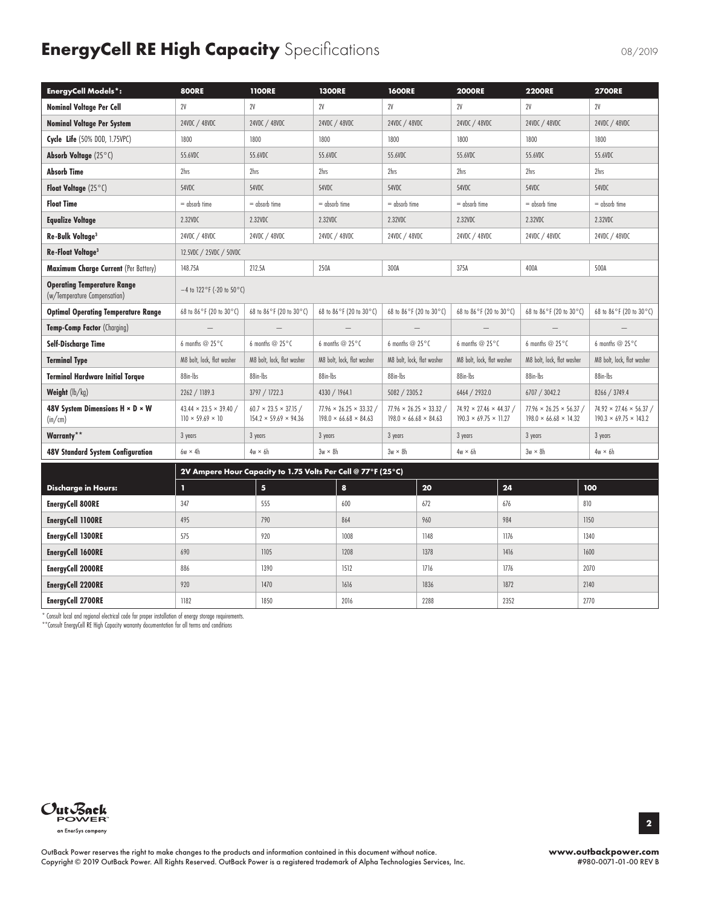# EnergyCell RE High Capacity Specifications

08/2019

| EnergyCell Models*: | 800RE | 1100RE | 1300RE | 1600RE | 2000RE | 2200RE | 2700RE |
|---|---|---|---|---|---|---|---|
| **Nominal Voltage Per Cell** | 2V | 2V | 2V | 2V | 2V | 2V | 2V |
| **Nominal Voltage Per System** | 24VDC / 48VDC | 24VDC / 48VDC | 24VDC / 48VDC | 24VDC / 48VDC | 24VDC / 48VDC | 24VDC / 48VDC | 24VDC / 48VDC |
| **Cycle Life** (50% DOD, 1.75VPC) | 1800 | 1800 | 1800 | 1800 | 1800 | 1800 | 1800 |
| **Absorb Voltage** (25°C) | 55.6VDC | 55.6VDC | 55.6VDC | 55.6VDC | 55.6VDC | 55.6VDC | 55.6VDC |
| **Absorb Time** | 2hrs | 2hrs | 2hrs | 2hrs | 2hrs | 2hrs | 2hrs |
| **Float Voltage** (25°C) | 54VDC | 54VDC | 54VDC | 54VDC | 54VDC | 54VDC | 54VDC |
| **Float Time** | = absorb time | = absorb time | = absorb time | = absorb time | = absorb time | = absorb time | = absorb time |
| **Equalize Voltage** | 2.32VDC | 2.32VDC | 2.32VDC | 2.32VDC | 2.32VDC | 2.32VDC | 2.32VDC |
| **Re-Bulk Voltage**[3] | 24VDC / 48VDC | 24VDC / 48VDC | 24VDC / 48VDC | 24VDC / 48VDC | 24VDC / 48VDC | 24VDC / 48VDC | 24VDC / 48VDC |
| **Re-Float Voltage**[3] | 12.5VDC / 25VDC / 50VDC | | | | | | |
| **Maximum Charge Current** (Per Battery) | 148.75A | 212.5A | 250A | 300A | 375A | 400A | 500A |
| **Operating Temperature Range** (w/Temperature Compensation) | −4 to 122°F (-20 to 50°C) | | | | | | |
| **Optimal Operating Temperature Range** | 68 to 86°F (20 to 30°C) | 68 to 86°F (20 to 30°C) | 68 to 86°F (20 to 30°C) | 68 to 86°F (20 to 30°C) | 68 to 86°F (20 to 30°C) | 68 to 86°F (20 to 30°C) | 68 to 86°F (20 to 30°C) |
| **Temp-Comp Factor** (Charging) | — | — | — | — | — | — | — |
| **Self-Discharge Time** | 6 months @ 25°C | 6 months @ 25°C | 6 months @ 25°C | 6 months @ 25°C | 6 months @ 25°C | 6 months @ 25°C | 6 months @ 25°C |
| **Terminal Type** | M8 bolt, lock, flat washer | M8 bolt, lock, flat washer | M8 bolt, lock, flat washer | M8 bolt, lock, flat washer | M8 bolt, lock, flat washer | M8 bolt, lock, flat washer | M8 bolt, lock, flat washer |
| **Terminal Hardware Initial Torque** | 88in-lbs | 88in-lbs | 88in-lbs | 88in-lbs | 88in-lbs | 88in-lbs | 88in-lbs |
| **Weight** (lb/kg) | 2262 / 1189.3 | 3797 / 1722.3 | 4330 / 1964.1 | 5082 / 2305.2 | 6464 / 2932.0 | 6707 / 3042.2 | 8266 / 3749.4 |
| **48V System Dimensions H × D × W** (in/cm) | 43.44 × 23.5 × 39.40 / 110 × 59.69 × 10 | 60.7 × 23.5 × 37.15 / 154.2 × 59.69 × 94.36 | 77.96 × 26.25 × 33.32 / 198.0 × 66.68 × 84.63 | 77.96 × 26.25 × 33.32 / 198.0 × 66.68 × 84.63 | 74.92 × 27.46 × 44.37 / 190.3 × 69.75 × 11.27 | 77.96 × 26.25 × 56.37 / 198.0 × 66.68 × 14.32 | 74.92 × 27.46 × 56.37 / 190.3 × 69.75 × 143.2 |
| **Warranty**** | 3 years | 3 years | 3 years | 3 years | 3 years | 3 years | 3 years |
| **48V Standard System Configuration** | 6w × 4h | 4w × 6h | 3w × 8h | 3w × 8h | 4w × 6h | 3w × 8h | 4w × 6h |

| | 2V Ampere Hour Capacity to 1.75 Volts Per Cell @ 77°F (25°C) | | | | | |
|---|---|---|---|---|---|---|
| **Discharge in Hours:** | **1** | **5** | **8** | **20** | **24** | **100** |
| **EnergyCell 800RE** | 347 | 555 | 600 | 672 | 676 | 810 |
| **EnergyCell 1100RE** | 495 | 790 | 864 | 960 | 984 | 1150 |
| **EnergyCell 1300RE** | 575 | 920 | 1008 | 1148 | 1176 | 1340 |
| **EnergyCell 1600RE** | 690 | 1105 | 1208 | 1378 | 1416 | 1600 |
| **EnergyCell 2000RE** | 886 | 1390 | 1512 | 1716 | 1776 | 2070 |
| **EnergyCell 2200RE** | 920 | 1470 | 1616 | 1836 | 1872 | 2140 |
| **EnergyCell 2700RE** | 1182 | 1850 | 2016 | 2288 | 2352 | 2770 |

\* Consult local and regional electrical code for proper installation of energy storage requirements.

** Consult EnergyCell RE High Capacity warranty documentation for all terms and conditions

OutBack Power — an EnerSys company

OutBack Power reserves the right to make changes to the products and information contained in this document without notice.
Copyright © 2019 OutBack Power. All Rights Reserved. OutBack Power is a registered trademark of Alpha Technologies Services, Inc.

**www.outbackpower.com**
#980-0071-01-00 REV B